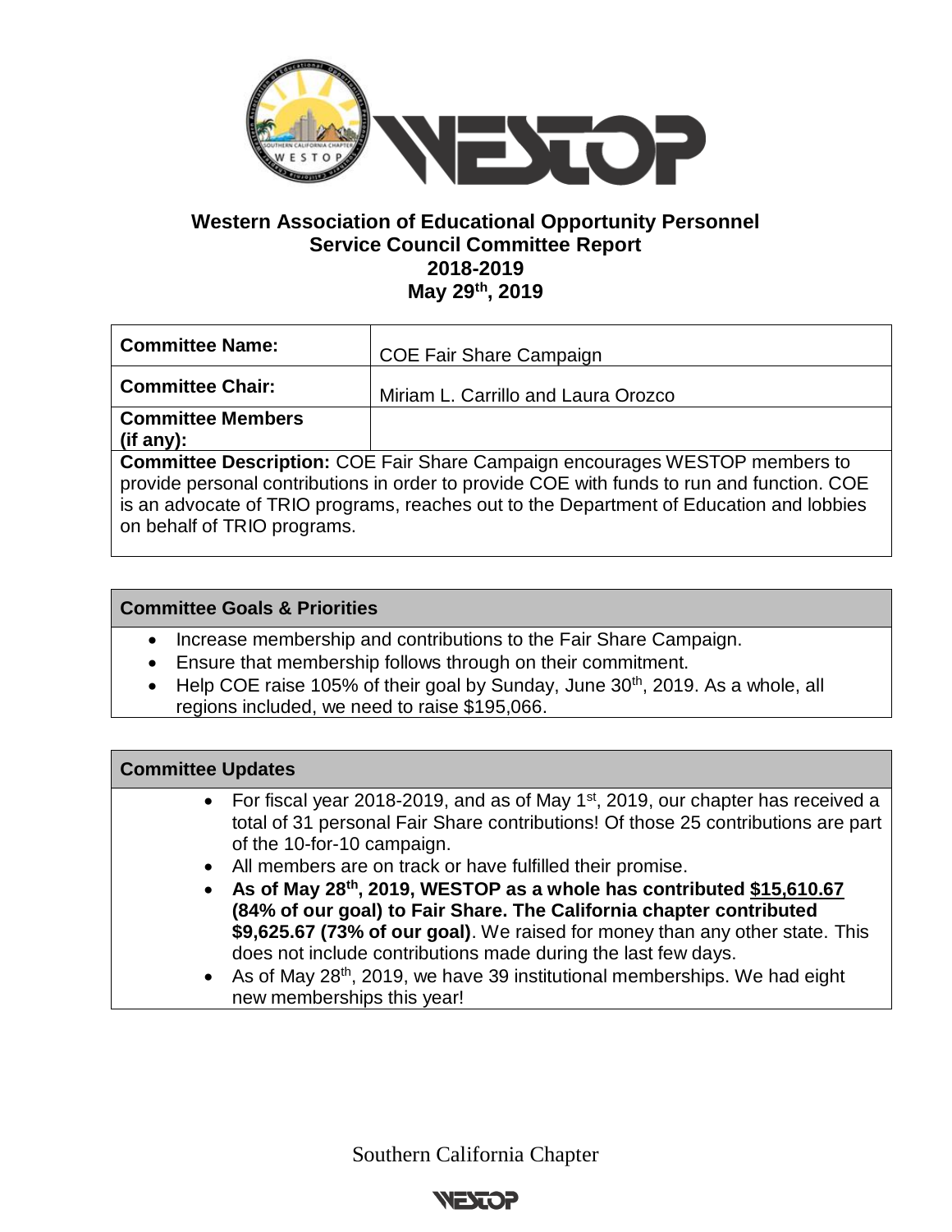# Western Association of Educational Opportunity Personnel
## Service Council Committee Report
## 2018-2019
## May 29th, 2019

| **Committee Name:** | COE Fair Share Campaign |
|---|---|
| **Committee Chair:** | Miriam L. Carrillo and Laura Orozco |
| **Committee Members (if any):** | |

**Committee Description:** COE Fair Share Campaign encourages WESTOP members to provide personal contributions in order to provide COE with funds to run and function. COE is an advocate of TRIO programs, reaches out to the Department of Education and lobbies on behalf of TRIO programs.

### Committee Goals & Priorities

- Increase membership and contributions to the Fair Share Campaign.
- Ensure that membership follows through on their commitment.
- Help COE raise 105% of their goal by Sunday, June 30th, 2019. As a whole, all regions included, we need to raise $195,066.

### Committee Updates

- For fiscal year 2018-2019, and as of May 1st, 2019, our chapter has received a total of 31 personal Fair Share contributions! Of those 25 contributions are part of the 10-for-10 campaign.
- All members are on track or have fulfilled their promise.
- **As of May 28th, 2019, WESTOP as a whole has contributed <u>$15,610.67</u> (84% of our goal) to Fair Share. The California chapter contributed $9,625.67 (73% of our goal)**. We raised for money than any other state. This does not include contributions made during the last few days.
- As of May 28th, 2019, we have 39 institutional memberships. We had eight new memberships this year!

Southern California Chapter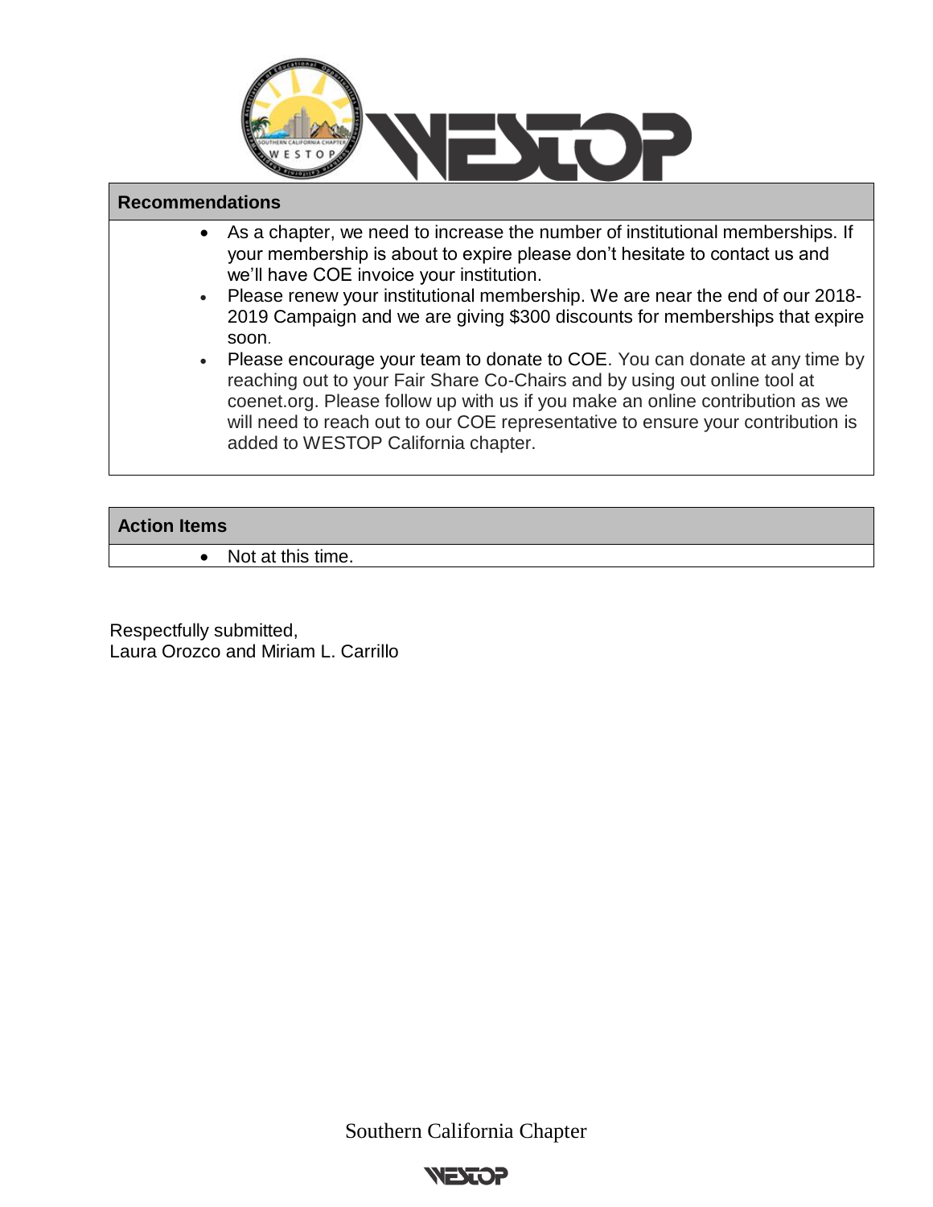## Recommendations

- As a chapter, we need to increase the number of institutional memberships. If your membership is about to expire please don't hesitate to contact us and we'll have COE invoice your institution.
- Please renew your institutional membership. We are near the end of our 2018-2019 Campaign and we are giving $300 discounts for memberships that expire soon.
- Please encourage your team to donate to COE. You can donate at any time by reaching out to your Fair Share Co-Chairs and by using out online tool at coenet.org. Please follow up with us if you make an online contribution as we will need to reach out to our COE representative to ensure your contribution is added to WESTOP California chapter.

## Action Items

- Not at this time.

Respectfully submitted,
Laura Orozco and Miriam L. Carrillo